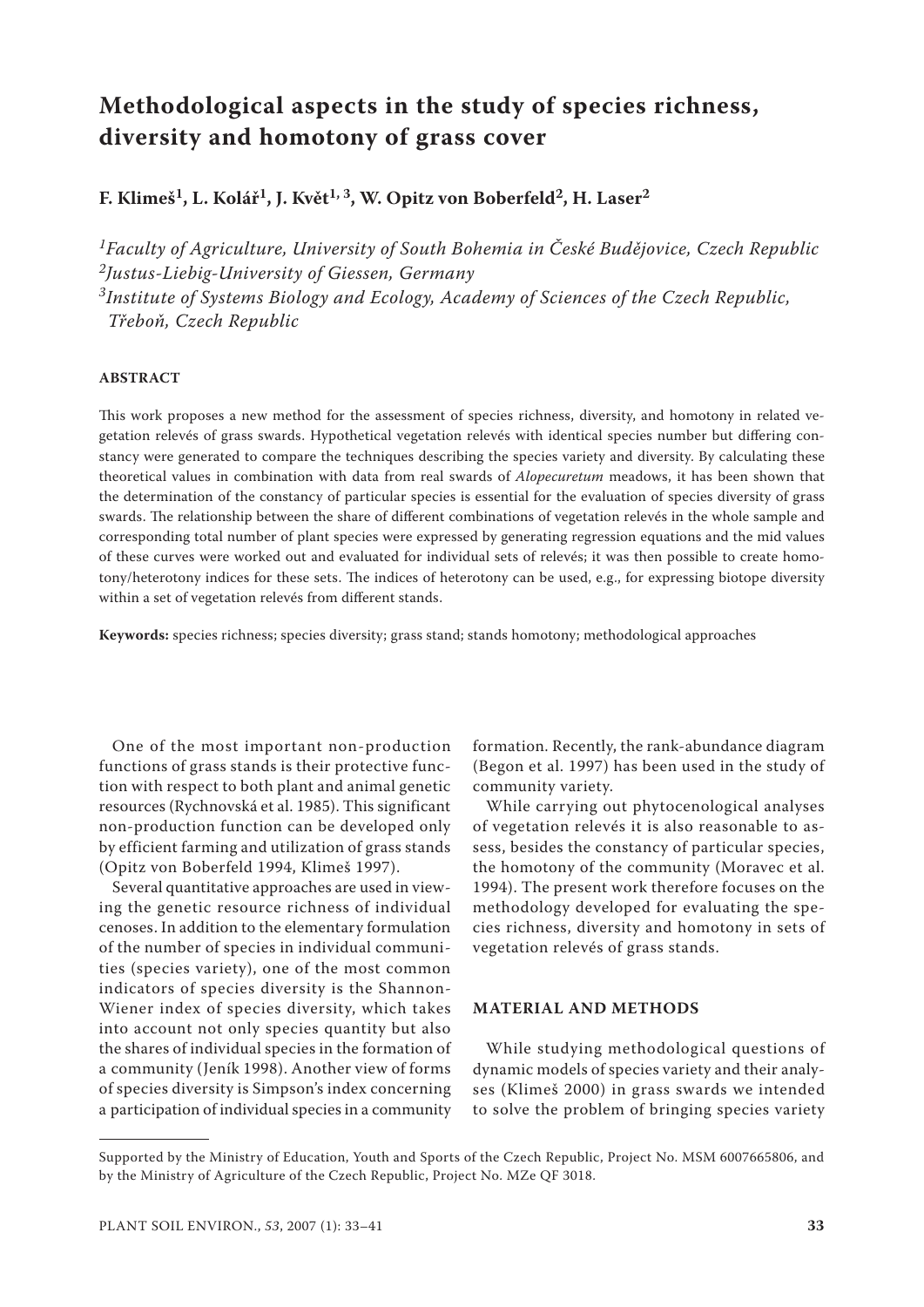# Methodological aspects in the study of species richness, diversity and homotony of grass cover

**F. Klimeš[1], L. Kolář[1], J. Květ[1,3], W. Opitz von Boberfeld[2], H. Laser[2]**

*[1]Faculty of Agriculture, University of South Bohemia in České Budějovice, Czech Republic*
*[2]Justus-Liebig-University of Giessen, Germany*
*[3]Institute of Systems Biology and Ecology, Academy of Sciences of the Czech Republic, Třeboň, Czech Republic*

**ABSTRACT**

This work proposes a new method for the assessment of species richness, diversity, and homotony in related vegetation relevés of grass swards. Hypothetical vegetation relevés with identical species number but differing constancy were generated to compare the techniques describing the species variety and diversity. By calculating these theoretical values in combination with data from real swards of *Alopecuretum* meadows, it has been shown that the determination of the constancy of particular species is essential for the evaluation of species diversity of grass swards. The relationship between the share of different combinations of vegetation relevés in the whole sample and corresponding total number of plant species were expressed by generating regression equations and the mid values of these curves were worked out and evaluated for individual sets of relevés; it was then possible to create homotony/heterotony indices for these sets. The indices of heterotony can be used, e.g., for expressing biotope diversity within a set of vegetation relevés from different stands.

**Keywords:** species richness; species diversity; grass stand; stands homotony; methodological approaches

One of the most important non-production functions of grass stands is their protective function with respect to both plant and animal genetic resources (Rychnovská et al. 1985). This significant non-production function can be developed only by efficient farming and utilization of grass stands (Opitz von Boberfeld 1994, Klimeš 1997).

Several quantitative approaches are used in viewing the genetic resource richness of individual cenoses. In addition to the elementary formulation of the number of species in individual communities (species variety), one of the most common indicators of species diversity is the Shannon-Wiener index of species diversity, which takes into account not only species quantity but also the shares of individual species in the formation of a community (Jeník 1998). Another view of forms of species diversity is Simpson's index concerning a participation of individual species in a community formation. Recently, the rank-abundance diagram (Begon et al. 1997) has been used in the study of community variety.

While carrying out phytocenological analyses of vegetation relevés it is also reasonable to assess, besides the constancy of particular species, the homotony of the community (Moravec et al. 1994). The present work therefore focuses on the methodology developed for evaluating the species richness, diversity and homotony in sets of vegetation relevés of grass stands.

## MATERIAL AND METHODS

While studying methodological questions of dynamic models of species variety and their analyses (Klimeš 2000) in grass swards we intended to solve the problem of bringing species variety

Supported by the Ministry of Education, Youth and Sports of the Czech Republic, Project No. MSM 6007665806, and by the Ministry of Agriculture of the Czech Republic, Project No. MZe QF 3018.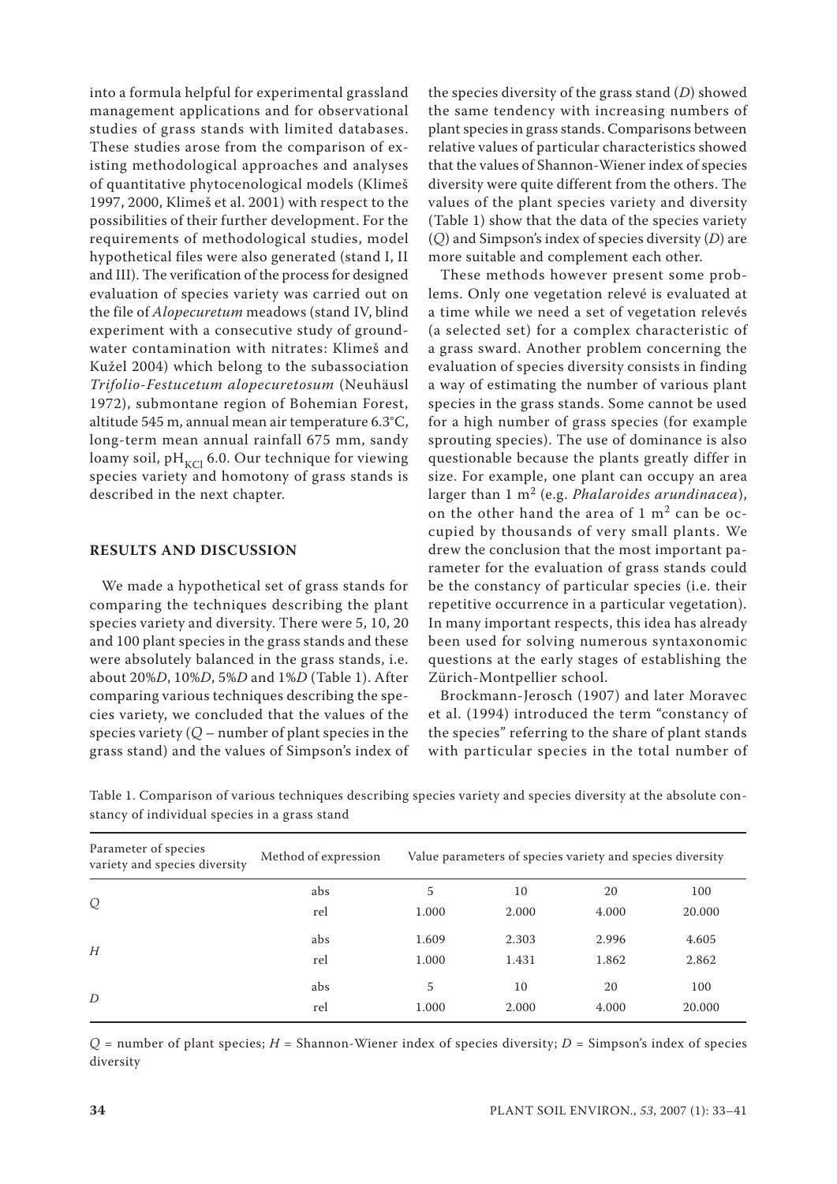into a formula helpful for experimental grassland management applications and for observational studies of grass stands with limited databases. These studies arose from the comparison of existing methodological approaches and analyses of quantitative phytocenological models (Klimeš 1997, 2000, Klimeš et al. 2001) with respect to the possibilities of their further development. For the requirements of methodological studies, model hypothetical files were also generated (stand I, II and III). The verification of the process for designed evaluation of species variety was carried out on the file of *Alopecuretum* meadows (stand IV, blind experiment with a consecutive study of groundwater contamination with nitrates: Klimeš and Kužel 2004) which belong to the subassociation *Trifolio-Festucetum alopecuretosum* (Neuhäusl 1972), submontane region of Bohemian Forest, altitude 545 m, annual mean air temperature 6.3°C, long-term mean annual rainfall 675 mm, sandy loamy soil, $pH_{KCl}$ 6.0. Our technique for viewing species variety and homotony of grass stands is described in the next chapter.

## RESULTS AND DISCUSSION

We made a hypothetical set of grass stands for comparing the techniques describing the plant species variety and diversity. There were 5, 10, 20 and 100 plant species in the grass stands and these were absolutely balanced in the grass stands, i.e. about 20%*D*, 10%*D*, 5%*D* and 1%*D* (Table 1). After comparing various techniques describing the species variety, we concluded that the values of the species variety ($Q$ – number of plant species in the grass stand) and the values of Simpson's index of the species diversity of the grass stand ($D$) showed the same tendency with increasing numbers of plant species in grass stands. Comparisons between relative values of particular characteristics showed that the values of Shannon-Wiener index of species diversity were quite different from the others. The values of the plant species variety and diversity (Table 1) show that the data of the species variety ($Q$) and Simpson's index of species diversity ($D$) are more suitable and complement each other.

These methods however present some problems. Only one vegetation relevé is evaluated at a time while we need a set of vegetation relevés (a selected set) for a complex characteristic of a grass sward. Another problem concerning the evaluation of species diversity consists in finding a way of estimating the number of various plant species in the grass stands. Some cannot be used for a high number of grass species (for example sprouting species). The use of dominance is also questionable because the plants greatly differ in size. For example, one plant can occupy an area larger than 1 $m^2$ (e.g. *Phalaroides arundinacea*), on the other hand the area of 1 $m^2$ can be occupied by thousands of very small plants. We drew the conclusion that the most important parameter for the evaluation of grass stands could be the constancy of particular species (i.e. their repetitive occurrence in a particular vegetation). In many important respects, this idea has already been used for solving numerous syntaxonomic questions at the early stages of establishing the Zürich-Montpellier school.

Brockmann-Jerosch (1907) and later Moravec et al. (1994) introduced the term "constancy of the species" referring to the share of plant stands with particular species in the total number of

Table 1. Comparison of various techniques describing species variety and species diversity at the absolute constancy of individual species in a grass stand

| Parameter of species variety and species diversity | Method of expression | Value parameters of species variety and species diversity | | | |
|---|---|---|---|---|---|
| $Q$ | abs | 5 | 10 | 20 | 100 |
| | rel | 1.000 | 2.000 | 4.000 | 20.000 |
| $H$ | abs | 1.609 | 2.303 | 2.996 | 4.605 |
| | rel | 1.000 | 1.431 | 1.862 | 2.862 |
| $D$ | abs | 5 | 10 | 20 | 100 |
| | rel | 1.000 | 2.000 | 4.000 | 20.000 |

$Q$ = number of plant species; $H$ = Shannon-Wiener index of species diversity; $D$ = Simpson's index of species diversity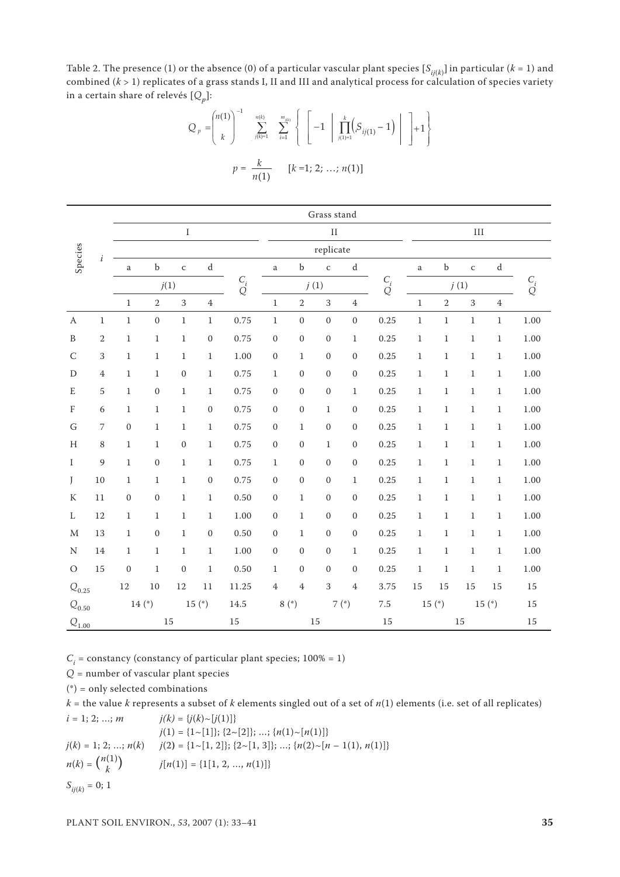Table 2. The presence (1) or the absence (0) of a particular vascular plant species [$S_{ij(k)}$] in particular ($k$ = 1) and combined ($k$ > 1) replicates of a grass stands I, II and III and analytical process for calculation of species variety in a certain share of relevés [$Q_p$]:

$$Q_p = \binom{n(1)}{k}^{-1} \sum_{j(k)=1}^{n(k)} \sum_{i=1}^{m_{j(k)}} \left\{ \left[ -1 \left| \prod_{j(1)=1}^{k} \left( S_{ij(1)} - 1 \right) \right| \right] + 1 \right\}$$

$$p = \frac{k}{n(1)} \qquad [k = 1; 2; \ldots; n(1)]$$

| Species | $i$ | I a | I b | I c | I d | I $\frac{C_i}{Q}$ | II a | II b | II c | II d | II $\frac{C_i}{Q}$ | III a | III b | III c | III d | III $\frac{C_i}{Q}$ |
|---|---|---|---|---|---|---|---|---|---|---|---|---|---|---|---|---|
| | | $j(1)$ = 1 | 2 | 3 | 4 | | $j(1)$ = 1 | 2 | 3 | 4 | | $j(1)$ = 1 | 2 | 3 | 4 | |
| A | 1 | 1 | 0 | 1 | 1 | 0.75 | 1 | 0 | 0 | 0 | 0.25 | 1 | 1 | 1 | 1 | 1.00 |
| B | 2 | 1 | 1 | 1 | 0 | 0.75 | 0 | 0 | 0 | 1 | 0.25 | 1 | 1 | 1 | 1 | 1.00 |
| C | 3 | 1 | 1 | 1 | 1 | 1.00 | 0 | 1 | 0 | 0 | 0.25 | 1 | 1 | 1 | 1 | 1.00 |
| D | 4 | 1 | 1 | 0 | 1 | 0.75 | 1 | 0 | 0 | 0 | 0.25 | 1 | 1 | 1 | 1 | 1.00 |
| E | 5 | 1 | 0 | 1 | 1 | 0.75 | 0 | 0 | 0 | 1 | 0.25 | 1 | 1 | 1 | 1 | 1.00 |
| F | 6 | 1 | 1 | 1 | 0 | 0.75 | 0 | 0 | 1 | 0 | 0.25 | 1 | 1 | 1 | 1 | 1.00 |
| G | 7 | 0 | 1 | 1 | 1 | 0.75 | 0 | 1 | 0 | 0 | 0.25 | 1 | 1 | 1 | 1 | 1.00 |
| H | 8 | 1 | 1 | 0 | 1 | 0.75 | 0 | 0 | 1 | 0 | 0.25 | 1 | 1 | 1 | 1 | 1.00 |
| I | 9 | 1 | 0 | 1 | 1 | 0.75 | 1 | 0 | 0 | 0 | 0.25 | 1 | 1 | 1 | 1 | 1.00 |
| J | 10 | 1 | 1 | 1 | 0 | 0.75 | 0 | 0 | 0 | 1 | 0.25 | 1 | 1 | 1 | 1 | 1.00 |
| K | 11 | 0 | 0 | 1 | 1 | 0.50 | 0 | 1 | 0 | 0 | 0.25 | 1 | 1 | 1 | 1 | 1.00 |
| L | 12 | 1 | 1 | 1 | 1 | 1.00 | 0 | 1 | 0 | 0 | 0.25 | 1 | 1 | 1 | 1 | 1.00 |
| M | 13 | 1 | 0 | 1 | 0 | 0.50 | 0 | 1 | 0 | 0 | 0.25 | 1 | 1 | 1 | 1 | 1.00 |
| N | 14 | 1 | 1 | 1 | 1 | 1.00 | 0 | 0 | 0 | 1 | 0.25 | 1 | 1 | 1 | 1 | 1.00 |
| O | 15 | 0 | 1 | 0 | 1 | 0.50 | 1 | 0 | 0 | 0 | 0.25 | 1 | 1 | 1 | 1 | 1.00 |
| $Q_{0.25}$ | | 12 | 10 | 12 | 11 | 11.25 | 4 | 4 | 3 | 4 | 3.75 | 15 | 15 | 15 | 15 | 15 |
| $Q_{0.50}$ | | 14 (*) | | 15 (*) | | 14.5 | 8 (*) | | 7 (*) | | 7.5 | 15 (*) | | 15 (*) | | 15 |
| $Q_{1.00}$ | | 15 | | | | 15 | 15 | | | | 15 | 15 | | | | 15 |

$C_i$ = constancy (constancy of particular plant species; 100% = 1)

$Q$ = number of vascular plant species

(*) = only selected combinations

$k$ = the value $k$ represents a subset of $k$ elements singled out of a set of $n(1)$ elements (i.e. set of all replicates)

$i = 1; 2; \ldots; m$ $\qquad j(k) = \{j(k) \sim [j(1)]\}$

$\qquad j(1) = \{1 \sim [1]\}; \{2 \sim [2]\}; \ldots; \{n(1) \sim [n(1)]\}$

$j(k) = 1; 2; \ldots; n(k)$ $\qquad j(2) = \{1 \sim [1, 2]\}; \{2 \sim [1, 3]\}; \ldots; \{n(2) \sim [n-1(1), n(1)]\}$

$n(k) = \binom{n(1)}{k}$ $\qquad j[n(1)] = \{1[1, 2, \ldots, n(1)]\}$

$S_{ij(k)} = 0; 1$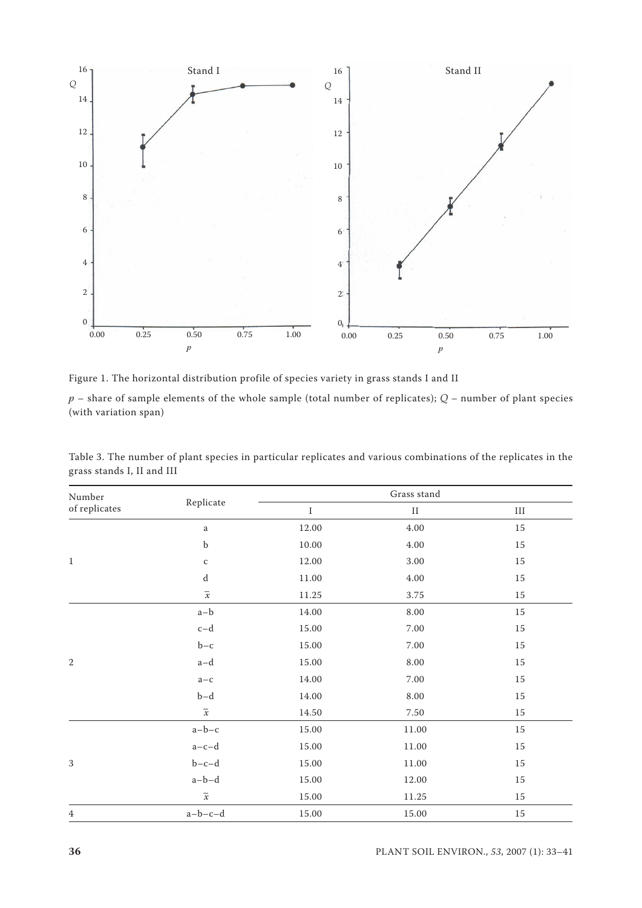Figure 1. The horizontal distribution profile of species variety in grass stands I and II

$p$ – share of sample elements of the whole sample (total number of replicates); $Q$ – number of plant species (with variation span)

Table 3. The number of plant species in particular replicates and various combinations of the replicates in the grass stands I, II and III

| Number of replicates | Replicate | Grass stand | | |
|---|---|---|---|---|
| | | I | II | III |
| 1 | a | 12.00 | 4.00 | 15 |
| | b | 10.00 | 4.00 | 15 |
| | c | 12.00 | 3.00 | 15 |
| | d | 11.00 | 4.00 | 15 |
| | $\bar{x}$ | 11.25 | 3.75 | 15 |
| 2 | a–b | 14.00 | 8.00 | 15 |
| | c–d | 15.00 | 7.00 | 15 |
| | b–c | 15.00 | 7.00 | 15 |
| | a–d | 15.00 | 8.00 | 15 |
| | a–c | 14.00 | 7.00 | 15 |
| | b–d | 14.00 | 8.00 | 15 |
| | $\bar{x}$ | 14.50 | 7.50 | 15 |
| 3 | a–b–c | 15.00 | 11.00 | 15 |
| | a–c–d | 15.00 | 11.00 | 15 |
| | b–c–d | 15.00 | 11.00 | 15 |
| | a–b–d | 15.00 | 12.00 | 15 |
| | $\bar{x}$ | 15.00 | 11.25 | 15 |
| 4 | a–b–c–d | 15.00 | 15.00 | 15 |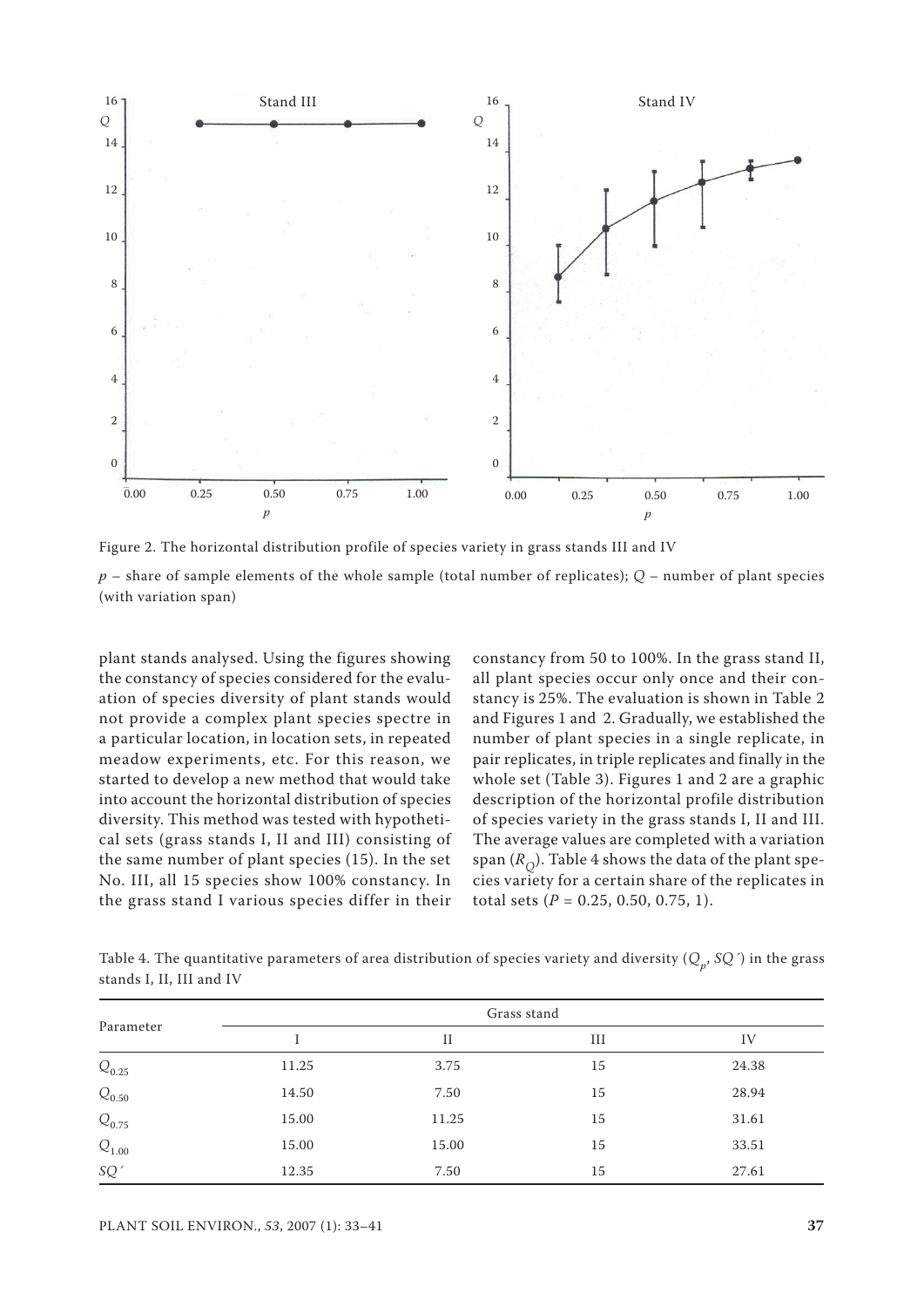Figure 2. The horizontal distribution profile of species variety in grass stands III and IV

$p$ – share of sample elements of the whole sample (total number of replicates); $Q$ – number of plant species (with variation span)

plant stands analysed. Using the figures showing the constancy of species considered for the evaluation of species diversity of plant stands would not provide a complex plant species spectre in a particular location, in location sets, in repeated meadow experiments, etc. For this reason, we started to develop a new method that would take into account the horizontal distribution of species diversity. This method was tested with hypothetical sets (grass stands I, II and III) consisting of the same number of plant species (15). In the set No. III, all 15 species show 100% constancy. In the grass stand I various species differ in their constancy from 50 to 100%. In the grass stand II, all plant species occur only once and their constancy is 25%. The evaluation is shown in Table 2 and Figures 1 and 2. Gradually, we established the number of plant species in a single replicate, in pair replicates, in triple replicates and finally in the whole set (Table 3). Figures 1 and 2 are a graphic description of the horizontal profile distribution of species variety in the grass stands I, II and III. The average values are completed with a variation span ($R_Q$). Table 4 shows the data of the plant species variety for a certain share of the replicates in total sets ($P$ = 0.25, 0.50, 0.75, 1).

Table 4. The quantitative parameters of area distribution of species variety and diversity ($Q_p$, $SQ'$) in the grass stands I, II, III and IV

| Parameter | Grass stand | | | |
|---|---|---|---|---|
| | I | II | III | IV |
| $Q_{0.25}$ | 11.25 | 3.75 | 15 | 24.38 |
| $Q_{0.50}$ | 14.50 | 7.50 | 15 | 28.94 |
| $Q_{0.75}$ | 15.00 | 11.25 | 15 | 31.61 |
| $Q_{1.00}$ | 15.00 | 15.00 | 15 | 33.51 |
| $SQ'$ | 12.35 | 7.50 | 15 | 27.61 |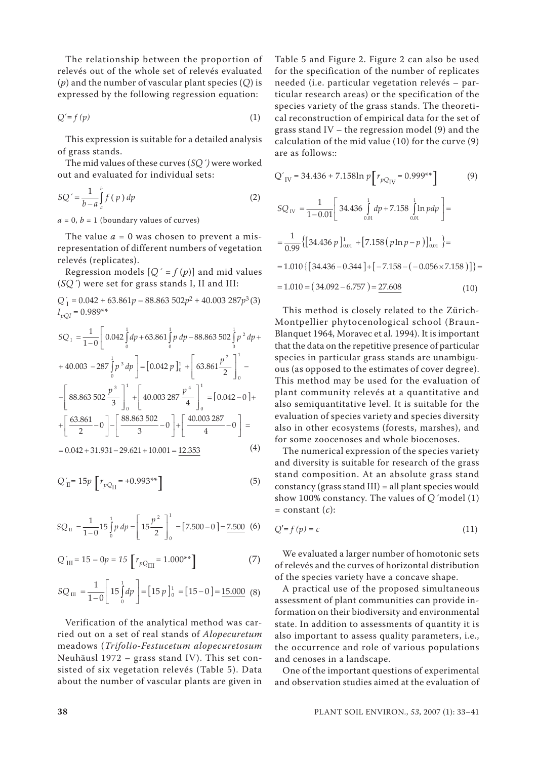The relationship between the proportion of relevés out of the whole set of relevés evaluated ($p$) and the number of vascular plant species ($Q$) is expressed by the following regression equation:

$$Q' = f(p) \tag{1}$$

This expression is suitable for a detailed analysis of grass stands.

The mid values of these curves ($SQ'$) were worked out and evaluated for individual sets:

$$SQ' = \frac{1}{b-a}\int_a^b f(p)\,dp \tag{2}$$

$a = 0$, $b = 1$ (boundary values of curves)

The value $a = 0$ was chosen to prevent a misrepresentation of different numbers of vegetation relevés (replicates).

Regression models $[Q' = f(p)]$ and mid values ($SQ'$) were set for grass stands I, II and III:

$$Q'_{I} = 0.042 + 63.861p - 88.863\,502p^2 + 40.003\,287p^3 \tag{3}$$

$I_{pQI} = 0.989^{**}$

$$SQ_{I} = \frac{1}{1-0}\left[0.042\int_0^1 dp + 63.861\int_0^1 p\,dp - 88.863\,502\int_0^1 p^2\,dp + \right.$$

$$\left. + 40.003 - 287\int_0^1 p^3\,dp\right] = \left[0.042\,p\right]_0^1 + \left[63.861\frac{p^2}{2}\right]_0^1 -$$

$$-\left[88.863\,502\frac{p^3}{3}\right]_0^1 + \left[40.003\,287\frac{p^4}{4}\right]_0^1 = \left[0.042 - 0\right] +$$

$$+\left[\frac{63.861}{2} - 0\right] - \left[\frac{88.863\,502}{3} - 0\right] + \left[\frac{40.003\,287}{4} - 0\right] =$$

$$= 0.042 + 31.931 - 29.621 + 10.001 = \underline{12.353} \tag{4}$$

$$Q'_{II} = 15p\;\left[r_{pQ_{II}} = +0.993^{**}\right] \tag{5}$$

$$SQ_{II} = \frac{1}{1-0}15\int_0^1 p\,dp = \left[15\frac{p^2}{2}\right]_0^1 = \left[7.500 - 0\right] = \underline{7.500} \tag{6}$$

$$Q'_{III} = 15 - 0p = 15\;\left[r_{pQ_{III}} = 1.000^{**}\right] \tag{7}$$

$$SQ_{III} = \frac{1}{1-0}\left[15\int_0^1 dp\right] = \left[15\,p\right]_0^1 = \left[15 - 0\right] = \underline{15.000} \tag{8}$$

Verification of the analytical method was carried out on a set of real stands of *Alopecuretum* meadows (*Trifolio-Festucetum alopecuretosum* Neuhäusl 1972 – grass stand IV). This set consisted of six vegetation relevés (Table 5). Data about the number of vascular plants are given in Table 5 and Figure 2. Figure 2 can also be used for the specification of the number of replicates needed (i.e. particular vegetation relevés – particular research areas) or the specification of the species variety of the grass stands. The theoretical reconstruction of empirical data for the set of grass stand IV – the regression model (9) and the calculation of the mid value (10) for the curve (9) are as follows::

$$Q'_{IV} = 34.436 + 7.158\ln p\left[r_{pQ_{IV}} = 0.999^{**}\right] \tag{9}$$

$$SQ_{IV} = \frac{1}{1-0.01}\left[34.436\int_{0.01}^1 dp + 7.158\int_{0.01}^1 \ln p\,dp\right] =$$

$$= \frac{1}{0.99}\left\{\left[34.436\,p\right]_{0.01}^1 + \left[7.158\left(p\ln p - p\right)\right]_{0.01}^1\right\} =$$

$$= 1.010\left\{\left[34.436 - 0.344\right] + \left[-7.158 - \left(-0.056 \times 7.158\right)\right]\right\} =$$

$$= 1.010 = \left(34.092 - 6.757\right) = \underline{27.608} \tag{10}$$

This method is closely related to the Zürich-Montpellier phytocenological school (Braun-Blanquet 1964, Moravec et al. 1994). It is important that the data on the repetitive presence of particular species in particular grass stands are unambiguous (as opposed to the estimates of cover degree). This method may be used for the evaluation of plant community relevés at a quantitative and also semiquantitative level. It is suitable for the evaluation of species variety and species diversity also in other ecosystems (forests, marshes), and for some zoocenoses and whole biocenoses.

The numerical expression of the species variety and diversity is suitable for research of the grass stand composition. At an absolute grass stand constancy (grass stand III) = all plant species would show 100% constancy. The values of $Q'$ model (1) = constant ($c$):

$$Q' = f(p) = c \tag{11}$$

We evaluated a larger number of homotonic sets of relevés and the curves of horizontal distribution of the species variety have a concave shape.

A practical use of the proposed simultaneous assessment of plant communities can provide information on their biodiversity and environmental state. In addition to assessments of quantity it is also important to assess quality parameters, i.e., the occurrence and role of various populations and cenoses in a landscape.

One of the important questions of experimental and observation studies aimed at the evaluation of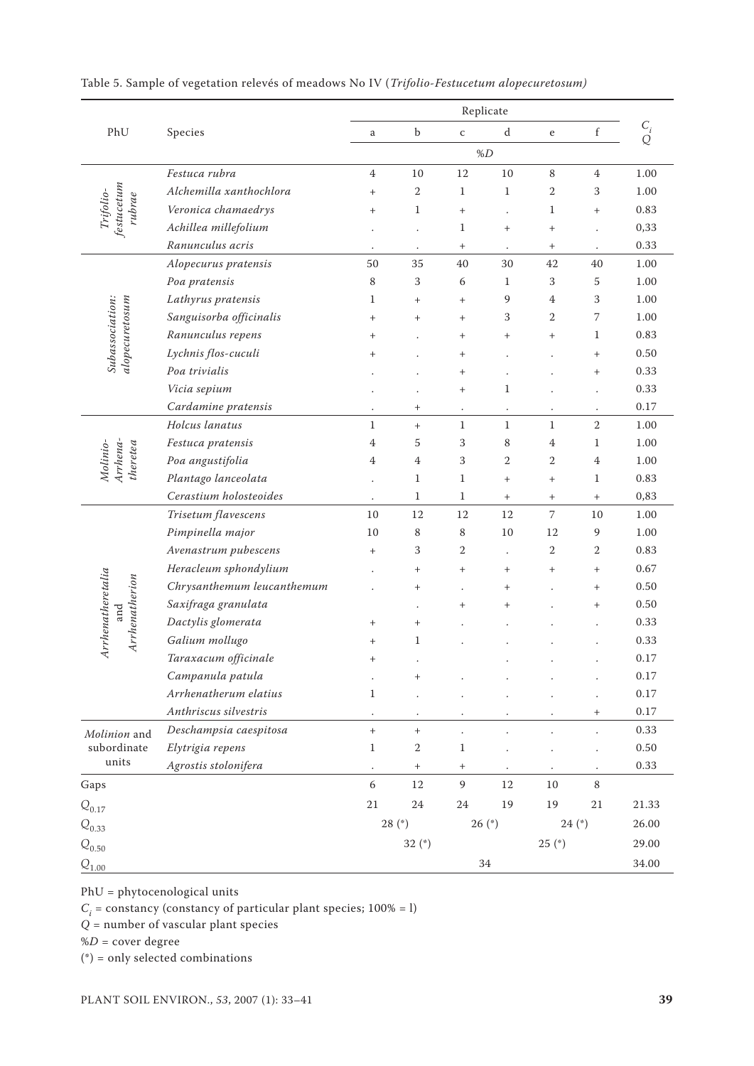Table 5. Sample of vegetation relevés of meadows No IV (*Trifolio-Festucetum alopecuretosum)*

| PhU | Species | Replicate | | | | | | $C_i$ / $Q$ |
|---|---|---|---|---|---|---|---|---|
| | | a | b | c | d | e | f | |
| | | %*D* | | | | | | |
| *Trifolio-festucetum rubrae* | *Festuca rubra* | 4 | 10 | 12 | 10 | 8 | 4 | 1.00 |
| | *Alchemilla xanthochlora* | + | 2 | 1 | 1 | 2 | 3 | 1.00 |
| | *Veronica chamaedrys* | + | 1 | + | . | 1 | + | 0.83 |
| | *Achillea millefolium* | . | . | 1 | + | + | . | 0,33 |
| | *Ranunculus acris* | . | . | + | . | + | . | 0.33 |
| *Subassociation: alopecuretosum* | *Alopecurus pratensis* | 50 | 35 | 40 | 30 | 42 | 40 | 1.00 |
| | *Poa pratensis* | 8 | 3 | 6 | 1 | 3 | 5 | 1.00 |
| | *Lathyrus pratensis* | 1 | + | + | 9 | 4 | 3 | 1.00 |
| | *Sanguisorba officinalis* | + | + | + | 3 | 2 | 7 | 1.00 |
| | *Ranunculus repens* | + | . | + | + | + | 1 | 0.83 |
| | *Lychnis flos-cuculi* | + | . | + | . | . | + | 0.50 |
| | *Poa trivialis* | . | . | + | . | . | + | 0.33 |
| | *Vicia sepium* | . | . | + | 1 | . | . | 0.33 |
| | *Cardamine pratensis* | . | + | . | . | . | . | 0.17 |
| *Molinio-Arrhena-theretea* | *Holcus lanatus* | 1 | + | 1 | 1 | 1 | 2 | 1.00 |
| | *Festuca pratensis* | 4 | 5 | 3 | 8 | 4 | 1 | 1.00 |
| | *Poa angustifolia* | 4 | 4 | 3 | 2 | 2 | 4 | 1.00 |
| | *Plantago lanceolata* | . | 1 | 1 | + | + | 1 | 0.83 |
| | *Cerastium holosteoides* | . | 1 | 1 | + | + | + | 0,83 |
| *Arrhenatheretalia* and *Arrhenatherion* | *Trisetum flavescens* | 10 | 12 | 12 | 12 | 7 | 10 | 1.00 |
| | *Pimpinella major* | 10 | 8 | 8 | 10 | 12 | 9 | 1.00 |
| | *Avenastrum pubescens* | + | 3 | 2 | . | 2 | 2 | 0.83 |
| | *Heracleum sphondylium* | . | + | + | + | + | + | 0.67 |
| | *Chrysanthemum leucanthemum* | . | + | . | + | . | + | 0.50 |
| | *Saxifraga granulata* | | . | + | + | . | + | 0.50 |
| | *Dactylis glomerata* | + | + | . | . | . | . | 0.33 |
| | *Galium mollugo* | + | 1 | . | . | . | . | 0.33 |
| | *Taraxacum officinale* | + | . | | . | . | . | 0.17 |
| | *Campanula patula* | . | + | . | . | . | . | 0.17 |
| | *Arrhenatherum elatius* | 1 | . | . | . | . | . | 0.17 |
| | *Anthriscus silvestris* | . | . | . | . | . | + | 0.17 |
| *Molinion* and subordinate units | *Deschampsia caespitosa* | + | + | . | . | . | . | 0.33 |
| | *Elytrigia repens* | 1 | 2 | 1 | . | . | . | 0.50 |
| | *Agrostis stolonifera* | . | + | + | . | . | . | 0.33 |
| Gaps | | 6 | 12 | 9 | 12 | 10 | 8 | |
| $Q_{0.17}$ | | 21 | 24 | 24 | 19 | 19 | 21 | 21.33 |
| $Q_{0.33}$ | | 28 (*) | | 26 (*) | | 24 (*) | | 26.00 |
| $Q_{0.50}$ | | 32 (*) | | | 25 (*) | | | 29.00 |
| $Q_{1.00}$ | | 34 | | | | | | 34.00 |

PhU = phytocenological units

$C_i$ = constancy (constancy of particular plant species; 100% = l)

$Q$ = number of vascular plant species

%*D* = cover degree

(*) = only selected combinations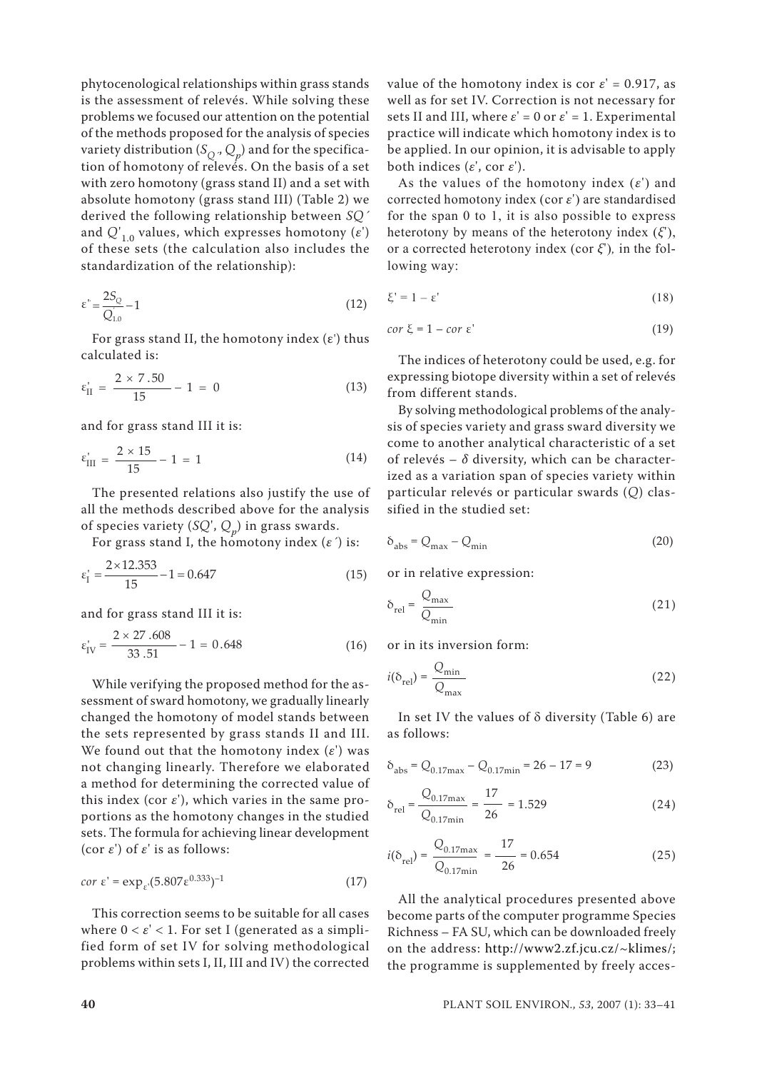phytocenological relationships within grass stands is the assessment of relevés. While solving these problems we focused our attention on the potential of the methods proposed for the analysis of species variety distribution ($S_{Q'}$, $Q_p$) and for the specification of homotony of relevés. On the basis of a set with zero homotony (grass stand II) and a set with absolute homotony (grass stand III) (Table 2) we derived the following relationship between $SQ'$ and $Q'_{1.0}$ values, which expresses homotony ($\varepsilon'$) of these sets (the calculation also includes the standardization of the relationship):

$$\varepsilon' = \frac{2S_Q}{Q'_{1.0}} - 1 \tag{12}$$

For grass stand II, the homotony index ($\varepsilon'$) thus calculated is:

$$\varepsilon'_{\text{II}} = \frac{2 \times 7.50}{15} - 1 = 0 \tag{13}$$

and for grass stand III it is:

$$\varepsilon'_{\text{III}} = \frac{2 \times 15}{15} - 1 = 1 \tag{14}$$

The presented relations also justify the use of all the methods described above for the analysis of species variety ($SQ'$, $Q_p$) in grass swards.

For grass stand I, the homotony index ($\varepsilon'$) is:

$$\varepsilon'_{\text{I}} = \frac{2 \times 12.353}{15} - 1 = 0.647 \tag{15}$$

and for grass stand III it is:

$$\varepsilon'_{\text{IV}} = \frac{2 \times 27.608}{33.51} - 1 = 0.648 \tag{16}$$

While verifying the proposed method for the assessment of sward homotony, we gradually linearly changed the homotony of model stands between the sets represented by grass stands II and III. We found out that the homotony index ($\varepsilon'$) was not changing linearly. Therefore we elaborated a method for determining the corrected value of this index (cor $\varepsilon'$), which varies in the same proportions as the homotony changes in the studied sets. The formula for achieving linear development (cor $\varepsilon'$) of $\varepsilon'$ is as follows:

$$cor\ \varepsilon' = \exp_{\varepsilon'}(5.807\varepsilon^{0.333})^{-1} \tag{17}$$

This correction seems to be suitable for all cases where $0 < \varepsilon' < 1$. For set I (generated as a simplified form of set IV for solving methodological problems within sets I, II, III and IV) the corrected value of the homotony index is cor $\varepsilon' = 0.917$, as well as for set IV. Correction is not necessary for sets II and III, where $\varepsilon' = 0$ or $\varepsilon' = 1$. Experimental practice will indicate which homotony index is to be applied. In our opinion, it is advisable to apply both indices ($\varepsilon'$, cor $\varepsilon'$).

As the values of the homotony index ($\varepsilon'$) and corrected homotony index (cor $\varepsilon'$) are standardised for the span 0 to 1, it is also possible to express heterotony by means of the heterotony index ($\xi'$), or a corrected heterotony index (cor $\xi'$), in the following way:

$$\xi' = 1 - \varepsilon' \tag{18}$$

$$cor\ \xi = 1 - cor\ \varepsilon' \tag{19}$$

The indices of heterotony could be used, e.g. for expressing biotope diversity within a set of relevés from different stands.

By solving methodological problems of the analysis of species variety and grass sward diversity we come to another analytical characteristic of a set of relevés – $\delta$ diversity, which can be characterized as a variation span of species variety within particular relevés or particular swards ($Q$) classified in the studied set:

$$\delta_{\text{abs}} = Q_{\text{max}} - Q_{\text{min}} \tag{20}$$

or in relative expression:

$$\delta_{\text{rel}} = \frac{Q_{\text{max}}}{Q_{\text{min}}} \tag{21}$$

or in its inversion form:

$$i(\delta_{\text{rel}}) = \frac{Q_{\text{min}}}{Q_{\text{max}}} \tag{22}$$

In set IV the values of $\delta$ diversity (Table 6) are as follows:

$$\delta_{\text{abs}} = Q_{0.17\text{max}} - Q_{0.17\text{min}} = 26 - 17 = 9 \tag{23}$$

$$\delta_{\text{rel}} = \frac{Q_{0.17\text{max}}}{Q_{0.17\text{min}}} = \frac{17}{26} = 1.529 \tag{24}$$

$$i(\delta_{\text{rel}}) = \frac{Q_{0.17\text{max}}}{Q_{0.17\text{min}}} = \frac{17}{26} = 0.654 \tag{25}$$

All the analytical procedures presented above become parts of the computer programme Species Richness – FA SU, which can be downloaded freely on the address: http://www2.zf.jcu.cz/~klimes/; the programme is supplemented by freely acces-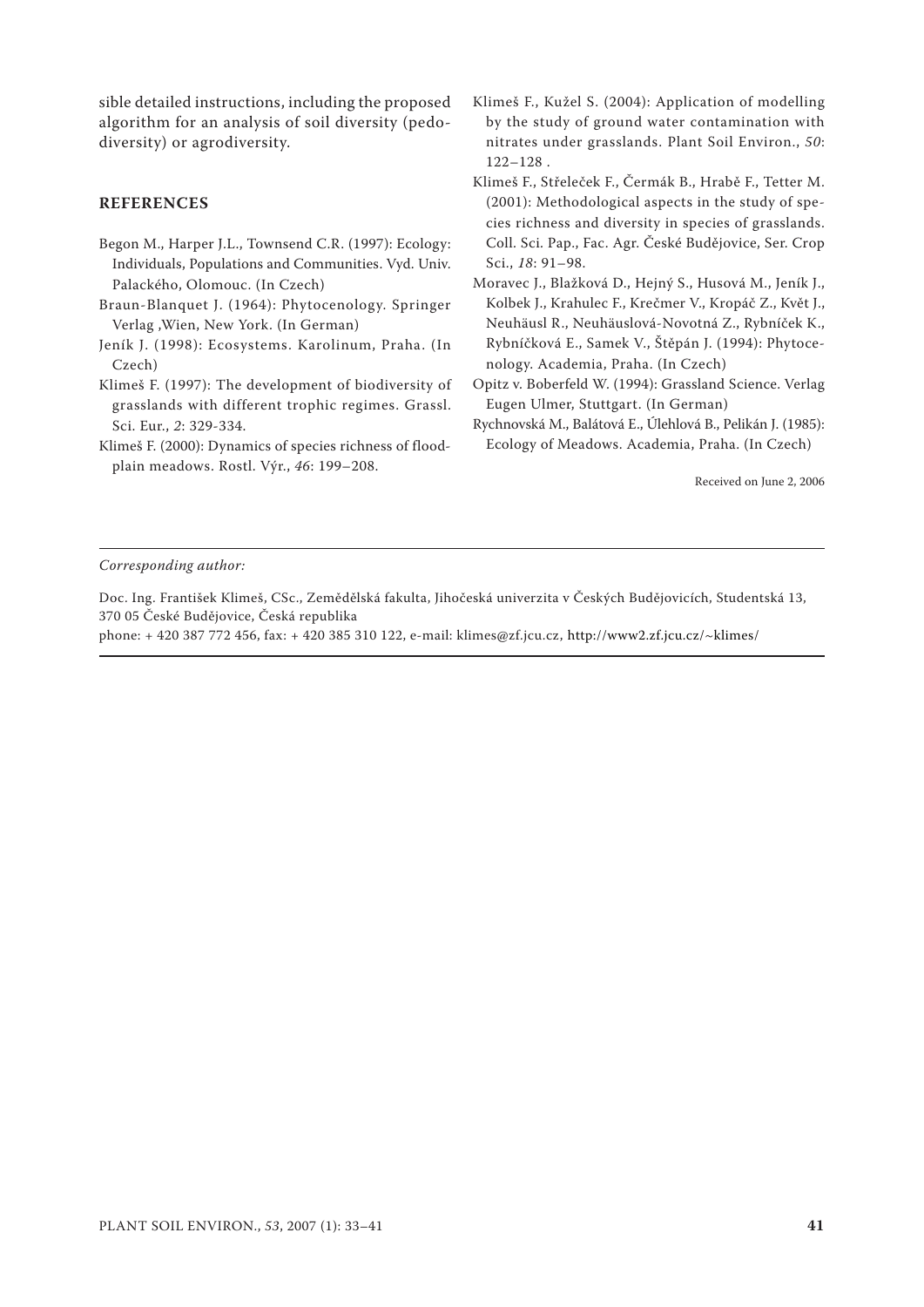sible detailed instructions, including the proposed algorithm for an analysis of soil diversity (pedodiversity) or agrodiversity.

## REFERENCES

Begon M., Harper J.L., Townsend C.R. (1997): Ecology: Individuals, Populations and Communities. Vyd. Univ. Palackého, Olomouc. (In Czech)

Braun-Blanquet J. (1964): Phytocenology. Springer Verlag ,Wien, New York. (In German)

Jeník J. (1998): Ecosystems. Karolinum, Praha. (In Czech)

Klimeš F. (1997): The development of biodiversity of grasslands with different trophic regimes. Grassl. Sci. Eur., *2*: 329-334.

Klimeš F. (2000): Dynamics of species richness of floodplain meadows. Rostl. Výr., *46*: 199–208.

Klimeš F., Kužel S. (2004): Application of modelling by the study of ground water contamination with nitrates under grasslands. Plant Soil Environ., *50*: 122–128 .

Klimeš F., Střeleček F., Čermák B., Hrabě F., Tetter M. (2001): Methodological aspects in the study of species richness and diversity in species of grasslands. Coll. Sci. Pap., Fac. Agr. České Budějovice, Ser. Crop Sci., *18*: 91–98.

Moravec J., Blažková D., Hejný S., Husová M., Jeník J., Kolbek J., Krahulec F., Krečmer V., Kropáč Z., Květ J., Neuhäusl R., Neuhäuslová-Novotná Z., Rybníček K., Rybníčková E., Samek V., Štěpán J. (1994): Phytocenology. Academia, Praha. (In Czech)

Opitz v. Boberfeld W. (1994): Grassland Science. Verlag Eugen Ulmer, Stuttgart. (In German)

Rychnovská M., Balátová E., Úlehlová B., Pelikán J. (1985): Ecology of Meadows. Academia, Praha. (In Czech)

Received on June 2, 2006

---

*Corresponding author:*

Doc. Ing. František Klimeš, CSc., Zemědělská fakulta, Jihočeská univerzita v Českých Budějovicích, Studentská 13, 370 05 České Budějovice, Česká republika
phone: + 420 387 772 456, fax: + 420 385 310 122, e-mail: klimes@zf.jcu.cz, http://www2.zf.jcu.cz/~klimes/